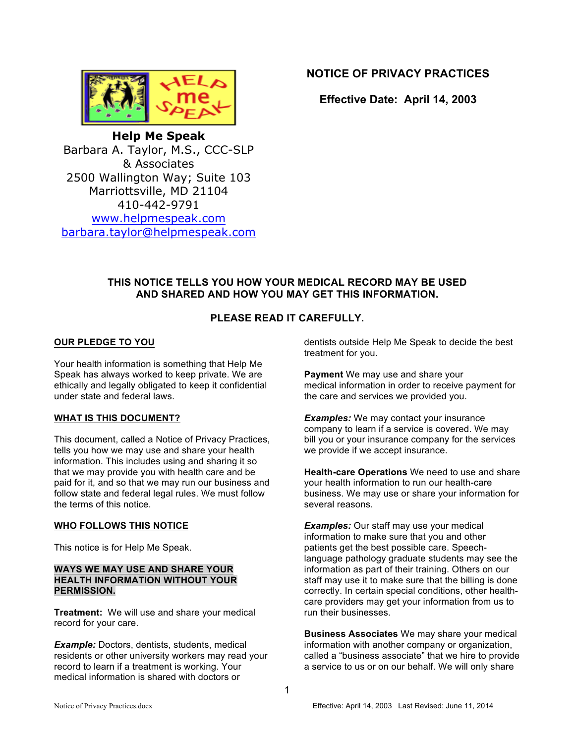**Help Me Speak**
Barbara A. Taylor, M.S., CCC-SLP
& Associates
2500 Wallington Way; Suite 103
Marriottsville, MD 21104
410-442-9791
www.helpmespeak.com
barbara.taylor@helpmespeak.com

# NOTICE OF PRIVACY PRACTICES

**Effective Date: April 14, 2003**

**THIS NOTICE TELLS YOU HOW YOUR MEDICAL RECORD MAY BE USED AND SHARED AND HOW YOU MAY GET THIS INFORMATION.**

**PLEASE READ IT CAREFULLY.**

## OUR PLEDGE TO YOU

Your health information is something that Help Me Speak has always worked to keep private. We are ethically and legally obligated to keep it confidential under state and federal laws.

## WHAT IS THIS DOCUMENT?

This document, called a Notice of Privacy Practices, tells you how we may use and share your health information. This includes using and sharing it so that we may provide you with health care and be paid for it, and so that we may run our business and follow state and federal legal rules. We must follow the terms of this notice.

## WHO FOLLOWS THIS NOTICE

This notice is for Help Me Speak.

## WAYS WE MAY USE AND SHARE YOUR HEALTH INFORMATION WITHOUT YOUR PERMISSION.

**Treatment:** We will use and share your medical record for your care.

***Example:*** Doctors, dentists, students, medical residents or other university workers may read your record to learn if a treatment is working. Your medical information is shared with doctors or dentists outside Help Me Speak to decide the best treatment for you.

**Payment** We may use and share your medical information in order to receive payment for the care and services we provided you.

***Examples:*** We may contact your insurance company to learn if a service is covered. We may bill you or your insurance company for the services we provide if we accept insurance.

**Health-care Operations** We need to use and share your health information to run our health-care business. We may use or share your information for several reasons.

***Examples:*** Our staff may use your medical information to make sure that you and other patients get the best possible care. Speech-language pathology graduate students may see the information as part of their training. Others on our staff may use it to make sure that the billing is done correctly. In certain special conditions, other health-care providers may get your information from us to run their businesses.

**Business Associates** We may share your medical information with another company or organization, called a "business associate" that we hire to provide a service to us or on our behalf. We will only share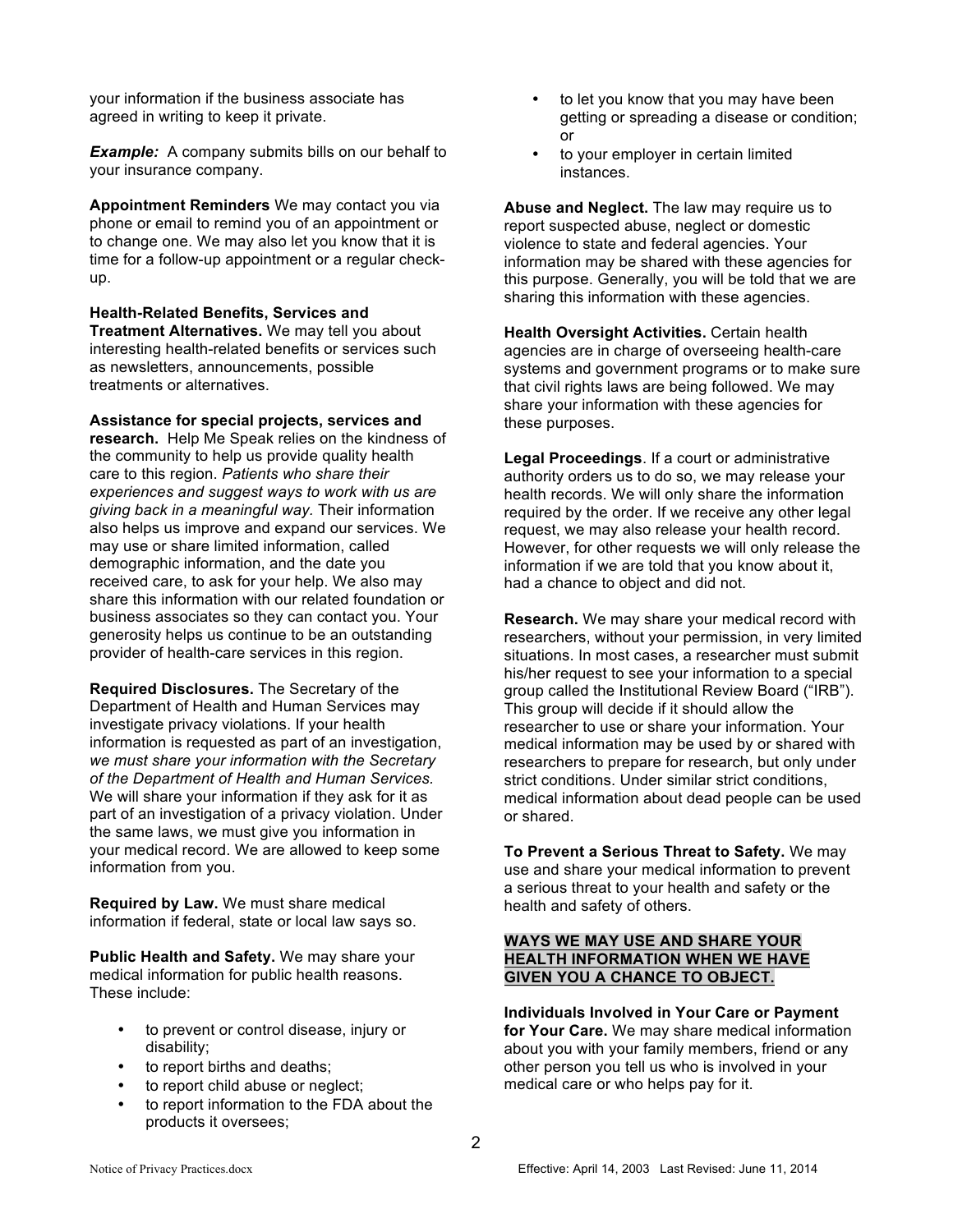your information if the business associate has agreed in writing to keep it private.

***Example:*** A company submits bills on our behalf to your insurance company.

**Appointment Reminders** We may contact you via phone or email to remind you of an appointment or to change one. We may also let you know that it is time for a follow-up appointment or a regular check-up.

**Health-Related Benefits, Services and Treatment Alternatives.** We may tell you about interesting health-related benefits or services such as newsletters, announcements, possible treatments or alternatives.

**Assistance for special projects, services and research.** Help Me Speak relies on the kindness of the community to help us provide quality health care to this region. *Patients who share their experiences and suggest ways to work with us are giving back in a meaningful way.* Their information also helps us improve and expand our services. We may use or share limited information, called demographic information, and the date you received care, to ask for your help. We also may share this information with our related foundation or business associates so they can contact you. Your generosity helps us continue to be an outstanding provider of health-care services in this region.

**Required Disclosures.** The Secretary of the Department of Health and Human Services may investigate privacy violations. If your health information is requested as part of an investigation, *we must share your information with the Secretary of the Department of Health and Human Services.* We will share your information if they ask for it as part of an investigation of a privacy violation. Under the same laws, we must give you information in your medical record. We are allowed to keep some information from you.

**Required by Law.** We must share medical information if federal, state or local law says so.

**Public Health and Safety.** We may share your medical information for public health reasons. These include:

- to prevent or control disease, injury or disability;
- to report births and deaths;
- to report child abuse or neglect;
- to report information to the FDA about the products it oversees;
- to let you know that you may have been getting or spreading a disease or condition; or
- to your employer in certain limited instances.

**Abuse and Neglect.** The law may require us to report suspected abuse, neglect or domestic violence to state and federal agencies. Your information may be shared with these agencies for this purpose. Generally, you will be told that we are sharing this information with these agencies.

**Health Oversight Activities.** Certain health agencies are in charge of overseeing health-care systems and government programs or to make sure that civil rights laws are being followed. We may share your information with these agencies for these purposes.

**Legal Proceedings**. If a court or administrative authority orders us to do so, we may release your health records. We will only share the information required by the order. If we receive any other legal request, we may also release your health record. However, for other requests we will only release the information if we are told that you know about it, had a chance to object and did not.

**Research.** We may share your medical record with researchers, without your permission, in very limited situations. In most cases, a researcher must submit his/her request to see your information to a special group called the Institutional Review Board ("IRB"). This group will decide if it should allow the researcher to use or share your information. Your medical information may be used by or shared with researchers to prepare for research, but only under strict conditions. Under similar strict conditions, medical information about dead people can be used or shared.

**To Prevent a Serious Threat to Safety.** We may use and share your medical information to prevent a serious threat to your health and safety or the health and safety of others.

## WAYS WE MAY USE AND SHARE YOUR HEALTH INFORMATION WHEN WE HAVE GIVEN YOU A CHANCE TO OBJECT.

**Individuals Involved in Your Care or Payment for Your Care.** We may share medical information about you with your family members, friend or any other person you tell us who is involved in your medical care or who helps pay for it.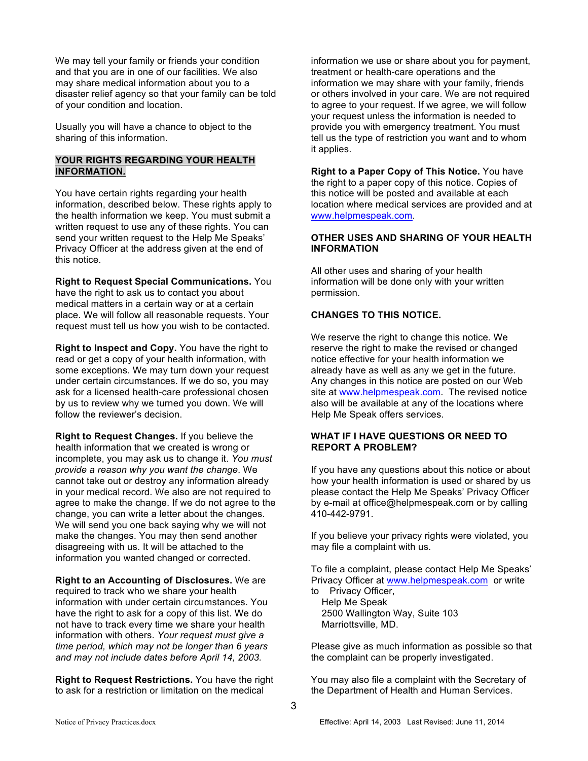We may tell your family or friends your condition and that you are in one of our facilities. We also may share medical information about you to a disaster relief agency so that your family can be told of your condition and location.

Usually you will have a chance to object to the sharing of this information.

## YOUR RIGHTS REGARDING YOUR HEALTH INFORMATION.

You have certain rights regarding your health information, described below. These rights apply to the health information we keep. You must submit a written request to use any of these rights. You can send your written request to the Help Me Speaks' Privacy Officer at the address given at the end of this notice.

**Right to Request Special Communications.** You have the right to ask us to contact you about medical matters in a certain way or at a certain place. We will follow all reasonable requests. Your request must tell us how you wish to be contacted.

**Right to Inspect and Copy.** You have the right to read or get a copy of your health information, with some exceptions. We may turn down your request under certain circumstances. If we do so, you may ask for a licensed health-care professional chosen by us to review why we turned you down. We will follow the reviewer's decision.

**Right to Request Changes.** If you believe the health information that we created is wrong or incomplete, you may ask us to change it. *You must provide a reason why you want the change*. We cannot take out or destroy any information already in your medical record. We also are not required to agree to make the change. If we do not agree to the change, you can write a letter about the changes. We will send you one back saying why we will not make the changes. You may then send another disagreeing with us. It will be attached to the information you wanted changed or corrected.

**Right to an Accounting of Disclosures.** We are required to track who we share your health information with under certain circumstances. You have the right to ask for a copy of this list. We do not have to track every time we share your health information with others. *Your request must give a time period, which may not be longer than 6 years and may not include dates before April 14, 2003.*

**Right to Request Restrictions.** You have the right to ask for a restriction or limitation on the medical information we use or share about you for payment, treatment or health-care operations and the information we may share with your family, friends or others involved in your care. We are not required to agree to your request. If we agree, we will follow your request unless the information is needed to provide you with emergency treatment. You must tell us the type of restriction you want and to whom it applies.

**Right to a Paper Copy of This Notice.** You have the right to a paper copy of this notice. Copies of this notice will be posted and available at each location where medical services are provided and at www.helpmespeak.com.

## OTHER USES AND SHARING OF YOUR HEALTH INFORMATION

All other uses and sharing of your health information will be done only with your written permission.

## CHANGES TO THIS NOTICE.

We reserve the right to change this notice. We reserve the right to make the revised or changed notice effective for your health information we already have as well as any we get in the future. Any changes in this notice are posted on our Web site at www.helpmespeak.com. The revised notice also will be available at any of the locations where Help Me Speak offers services.

## WHAT IF I HAVE QUESTIONS OR NEED TO REPORT A PROBLEM?

If you have any questions about this notice or about how your health information is used or shared by us please contact the Help Me Speaks' Privacy Officer by e-mail at office@helpmespeak.com or by calling 410-442-9791.

If you believe your privacy rights were violated, you may file a complaint with us.

To file a complaint, please contact Help Me Speaks' Privacy Officer at www.helpmespeak.com or write to Privacy Officer,  
Help Me Speak  
2500 Wallington Way, Suite 103  
Marriottsville, MD.

Please give as much information as possible so that the complaint can be properly investigated.

You may also file a complaint with the Secretary of the Department of Health and Human Services.